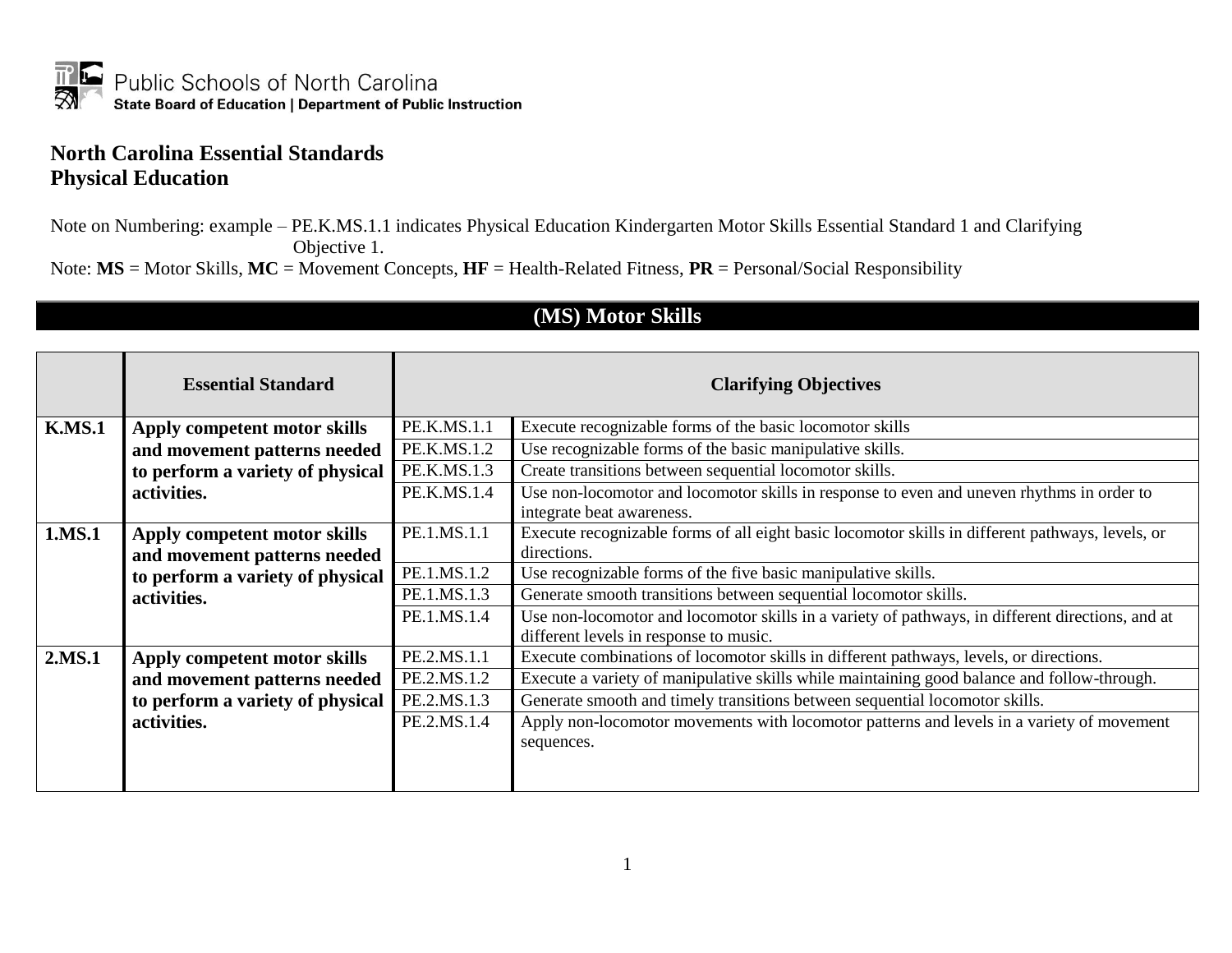Public Schools of North Carolina
**State Board of Education | Department of Public Instruction**

# North Carolina Essential Standards
# Physical Education

Note on Numbering: example – PE.K.MS.1.1 indicates Physical Education Kindergarten Motor Skills Essential Standard 1 and Clarifying Objective 1.

Note: **MS** = Motor Skills, **MC** = Movement Concepts, **HF** = Health-Related Fitness, **PR** = Personal/Social Responsibility

## (MS) Motor Skills

| | Essential Standard | Clarifying Objectives | |
|---|---|---|---|
| **K.MS.1** | **Apply competent motor skills and movement patterns needed to perform a variety of physical activities.** | PE.K.MS.1.1 | Execute recognizable forms of the basic locomotor skills |
| | | PE.K.MS.1.2 | Use recognizable forms of the basic manipulative skills. |
| | | PE.K.MS.1.3 | Create transitions between sequential locomotor skills. |
| | | PE.K.MS.1.4 | Use non-locomotor and locomotor skills in response to even and uneven rhythms in order to integrate beat awareness. |
| **1.MS.1** | **Apply competent motor skills and movement patterns needed to perform a variety of physical activities.** | PE.1.MS.1.1 | Execute recognizable forms of all eight basic locomotor skills in different pathways, levels, or directions. |
| | | PE.1.MS.1.2 | Use recognizable forms of the five basic manipulative skills. |
| | | PE.1.MS.1.3 | Generate smooth transitions between sequential locomotor skills. |
| | | PE.1.MS.1.4 | Use non-locomotor and locomotor skills in a variety of pathways, in different directions, and at different levels in response to music. |
| **2.MS.1** | **Apply competent motor skills and movement patterns needed to perform a variety of physical activities.** | PE.2.MS.1.1 | Execute combinations of locomotor skills in different pathways, levels, or directions. |
| | | PE.2.MS.1.2 | Execute a variety of manipulative skills while maintaining good balance and follow-through. |
| | | PE.2.MS.1.3 | Generate smooth and timely transitions between sequential locomotor skills. |
| | | PE.2.MS.1.4 | Apply non-locomotor movements with locomotor patterns and levels in a variety of movement sequences. |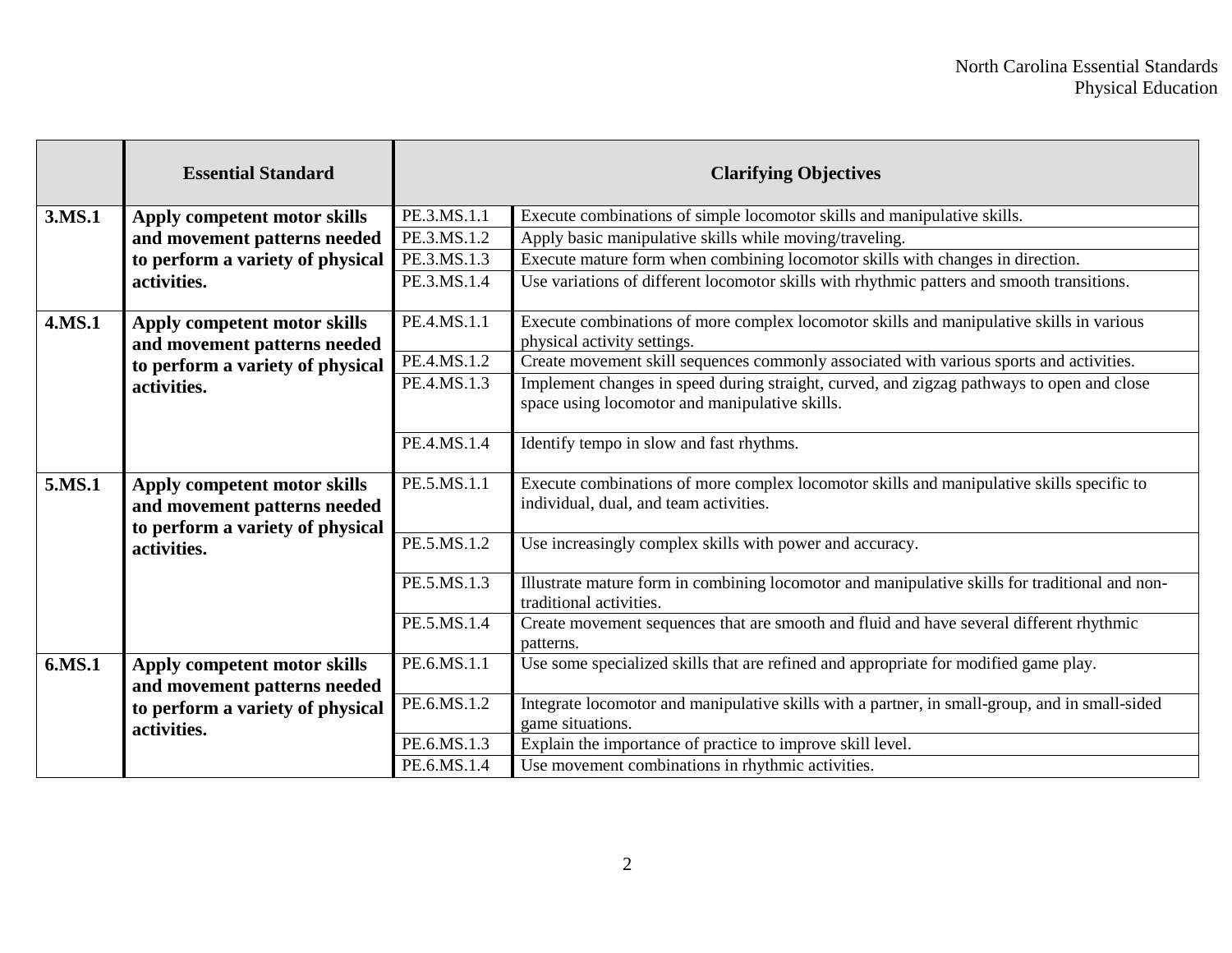| | Essential Standard | Clarifying Objectives | |
|---|---|---|---|
| **3.MS.1** | **Apply competent motor skills and movement patterns needed to perform a variety of physical activities.** | PE.3.MS.1.1 | Execute combinations of simple locomotor skills and manipulative skills. |
| | | PE.3.MS.1.2 | Apply basic manipulative skills while moving/traveling. |
| | | PE.3.MS.1.3 | Execute mature form when combining locomotor skills with changes in direction. |
| | | PE.3.MS.1.4 | Use variations of different locomotor skills with rhythmic patters and smooth transitions. |
| **4.MS.1** | **Apply competent motor skills and movement patterns needed to perform a variety of physical activities.** | PE.4.MS.1.1 | Execute combinations of more complex locomotor skills and manipulative skills in various physical activity settings. |
| | | PE.4.MS.1.2 | Create movement skill sequences commonly associated with various sports and activities. |
| | | PE.4.MS.1.3 | Implement changes in speed during straight, curved, and zigzag pathways to open and close space using locomotor and manipulative skills. |
| | | PE.4.MS.1.4 | Identify tempo in slow and fast rhythms. |
| **5.MS.1** | **Apply competent motor skills and movement patterns needed to perform a variety of physical activities.** | PE.5.MS.1.1 | Execute combinations of more complex locomotor skills and manipulative skills specific to individual, dual, and team activities. |
| | | PE.5.MS.1.2 | Use increasingly complex skills with power and accuracy. |
| | | PE.5.MS.1.3 | Illustrate mature form in combining locomotor and manipulative skills for traditional and non-traditional activities. |
| | | PE.5.MS.1.4 | Create movement sequences that are smooth and fluid and have several different rhythmic patterns. |
| **6.MS.1** | **Apply competent motor skills and movement patterns needed to perform a variety of physical activities.** | PE.6.MS.1.1 | Use some specialized skills that are refined and appropriate for modified game play. |
| | | PE.6.MS.1.2 | Integrate locomotor and manipulative skills with a partner, in small-group, and in small-sided game situations. |
| | | PE.6.MS.1.3 | Explain the importance of practice to improve skill level. |
| | | PE.6.MS.1.4 | Use movement combinations in rhythmic activities. |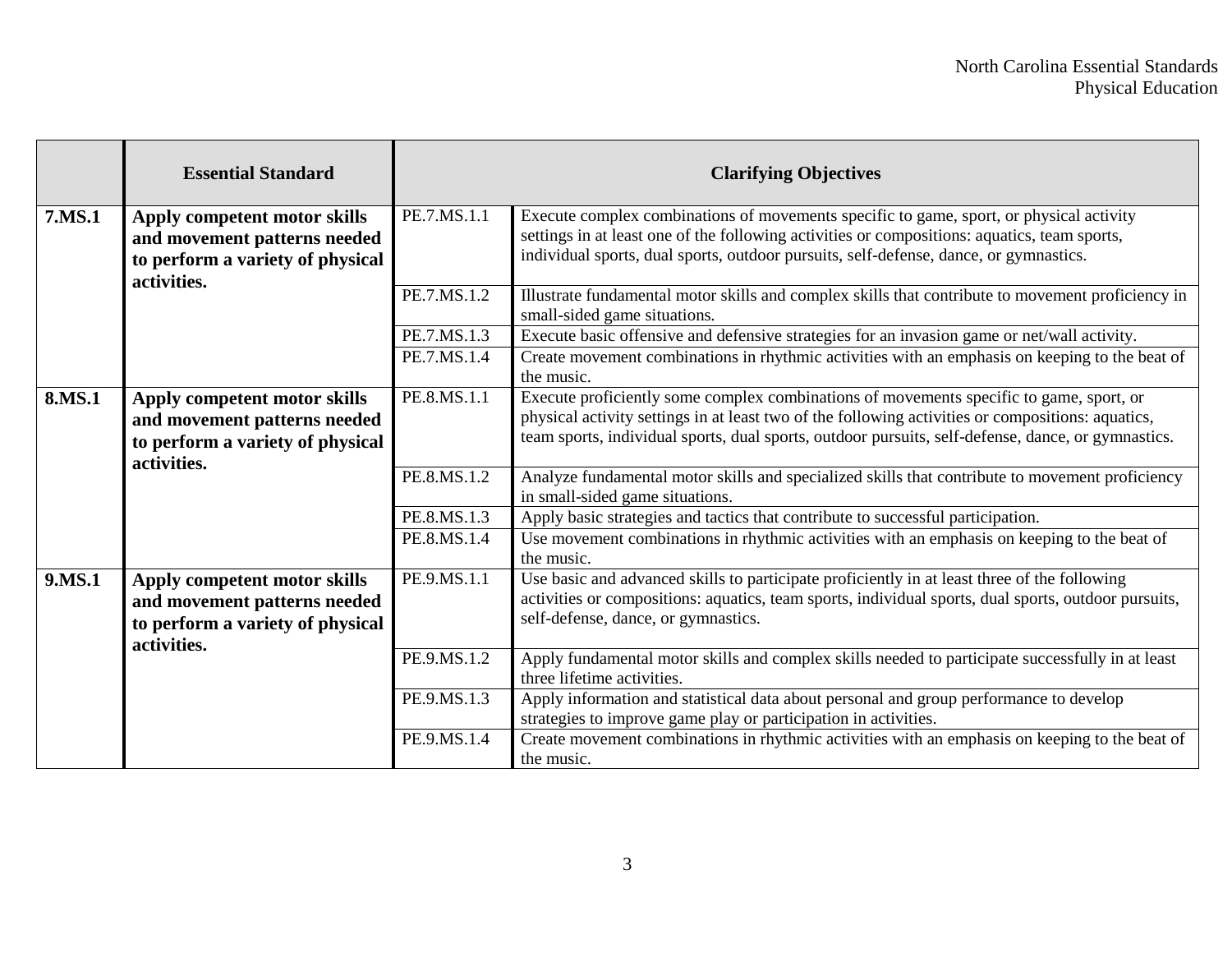| | Essential Standard | Clarifying Objectives | |
|---|---|---|---|
| **7.MS.1** | **Apply competent motor skills and movement patterns needed to perform a variety of physical activities.** | PE.7.MS.1.1 | Execute complex combinations of movements specific to game, sport, or physical activity settings in at least one of the following activities or compositions: aquatics, team sports, individual sports, dual sports, outdoor pursuits, self-defense, dance, or gymnastics. |
| | | PE.7.MS.1.2 | Illustrate fundamental motor skills and complex skills that contribute to movement proficiency in small-sided game situations. |
| | | PE.7.MS.1.3 | Execute basic offensive and defensive strategies for an invasion game or net/wall activity. |
| | | PE.7.MS.1.4 | Create movement combinations in rhythmic activities with an emphasis on keeping to the beat of the music. |
| **8.MS.1** | **Apply competent motor skills and movement patterns needed to perform a variety of physical activities.** | PE.8.MS.1.1 | Execute proficiently some complex combinations of movements specific to game, sport, or physical activity settings in at least two of the following activities or compositions: aquatics, team sports, individual sports, dual sports, outdoor pursuits, self-defense, dance, or gymnastics. |
| | | PE.8.MS.1.2 | Analyze fundamental motor skills and specialized skills that contribute to movement proficiency in small-sided game situations. |
| | | PE.8.MS.1.3 | Apply basic strategies and tactics that contribute to successful participation. |
| | | PE.8.MS.1.4 | Use movement combinations in rhythmic activities with an emphasis on keeping to the beat of the music. |
| **9.MS.1** | **Apply competent motor skills and movement patterns needed to perform a variety of physical activities.** | PE.9.MS.1.1 | Use basic and advanced skills to participate proficiently in at least three of the following activities or compositions: aquatics, team sports, individual sports, dual sports, outdoor pursuits, self-defense, dance, or gymnastics. |
| | | PE.9.MS.1.2 | Apply fundamental motor skills and complex skills needed to participate successfully in at least three lifetime activities. |
| | | PE.9.MS.1.3 | Apply information and statistical data about personal and group performance to develop strategies to improve game play or participation in activities. |
| | | PE.9.MS.1.4 | Create movement combinations in rhythmic activities with an emphasis on keeping to the beat of the music. |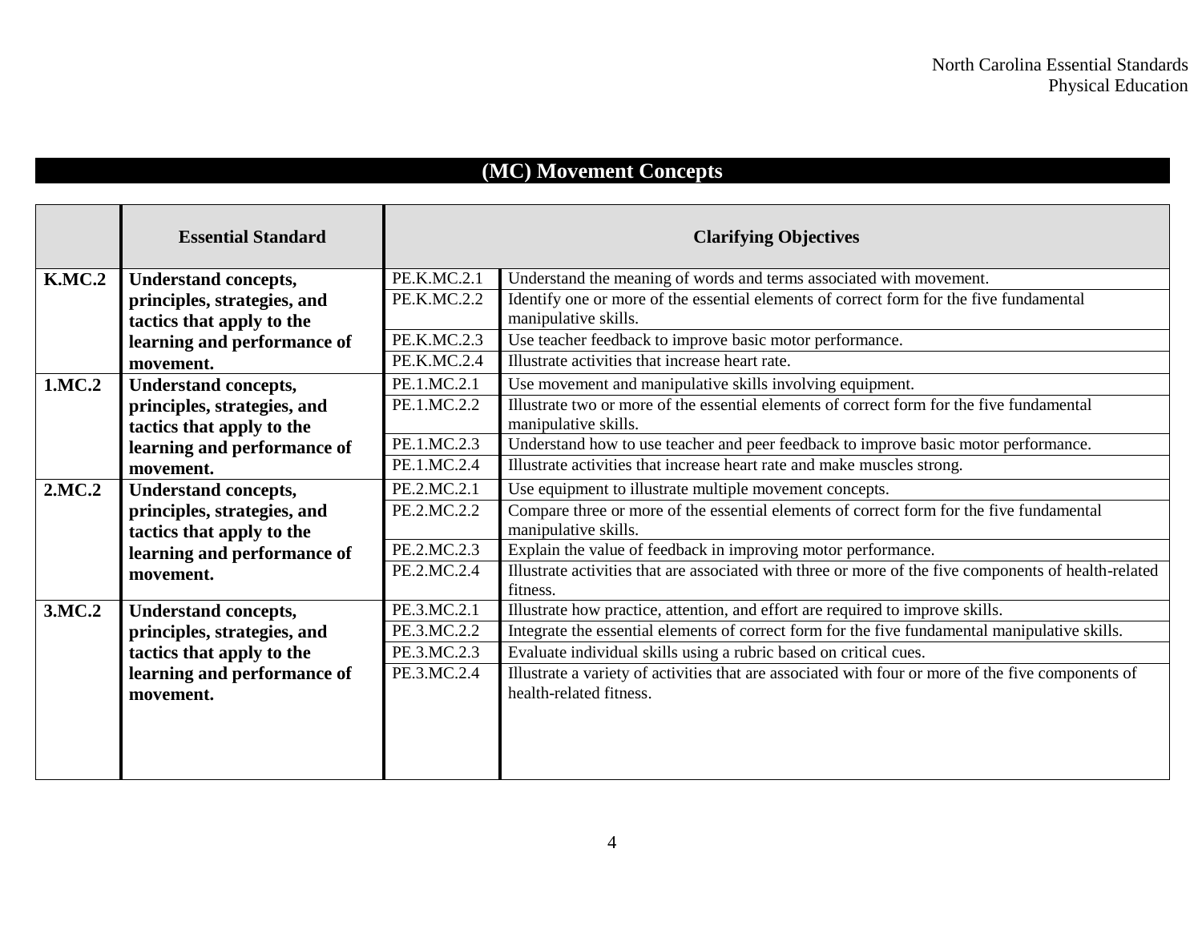## (MC) Movement Concepts

| | Essential Standard | Clarifying Objectives | |
|---|---|---|---|
| **K.MC.2** | **Understand concepts, principles, strategies, and tactics that apply to the learning and performance of movement.** | PE.K.MC.2.1 | Understand the meaning of words and terms associated with movement. |
| | | PE.K.MC.2.2 | Identify one or more of the essential elements of correct form for the five fundamental manipulative skills. |
| | | PE.K.MC.2.3 | Use teacher feedback to improve basic motor performance. |
| | | PE.K.MC.2.4 | Illustrate activities that increase heart rate. |
| **1.MC.2** | **Understand concepts, principles, strategies, and tactics that apply to the learning and performance of movement.** | PE.1.MC.2.1 | Use movement and manipulative skills involving equipment. |
| | | PE.1.MC.2.2 | Illustrate two or more of the essential elements of correct form for the five fundamental manipulative skills. |
| | | PE.1.MC.2.3 | Understand how to use teacher and peer feedback to improve basic motor performance. |
| | | PE.1.MC.2.4 | Illustrate activities that increase heart rate and make muscles strong. |
| **2.MC.2** | **Understand concepts, principles, strategies, and tactics that apply to the learning and performance of movement.** | PE.2.MC.2.1 | Use equipment to illustrate multiple movement concepts. |
| | | PE.2.MC.2.2 | Compare three or more of the essential elements of correct form for the five fundamental manipulative skills. |
| | | PE.2.MC.2.3 | Explain the value of feedback in improving motor performance. |
| | | PE.2.MC.2.4 | Illustrate activities that are associated with three or more of the five components of health-related fitness. |
| **3.MC.2** | **Understand concepts, principles, strategies, and tactics that apply to the learning and performance of movement.** | PE.3.MC.2.1 | Illustrate how practice, attention, and effort are required to improve skills. |
| | | PE.3.MC.2.2 | Integrate the essential elements of correct form for the five fundamental manipulative skills. |
| | | PE.3.MC.2.3 | Evaluate individual skills using a rubric based on critical cues. |
| | | PE.3.MC.2.4 | Illustrate a variety of activities that are associated with four or more of the five components of health-related fitness. |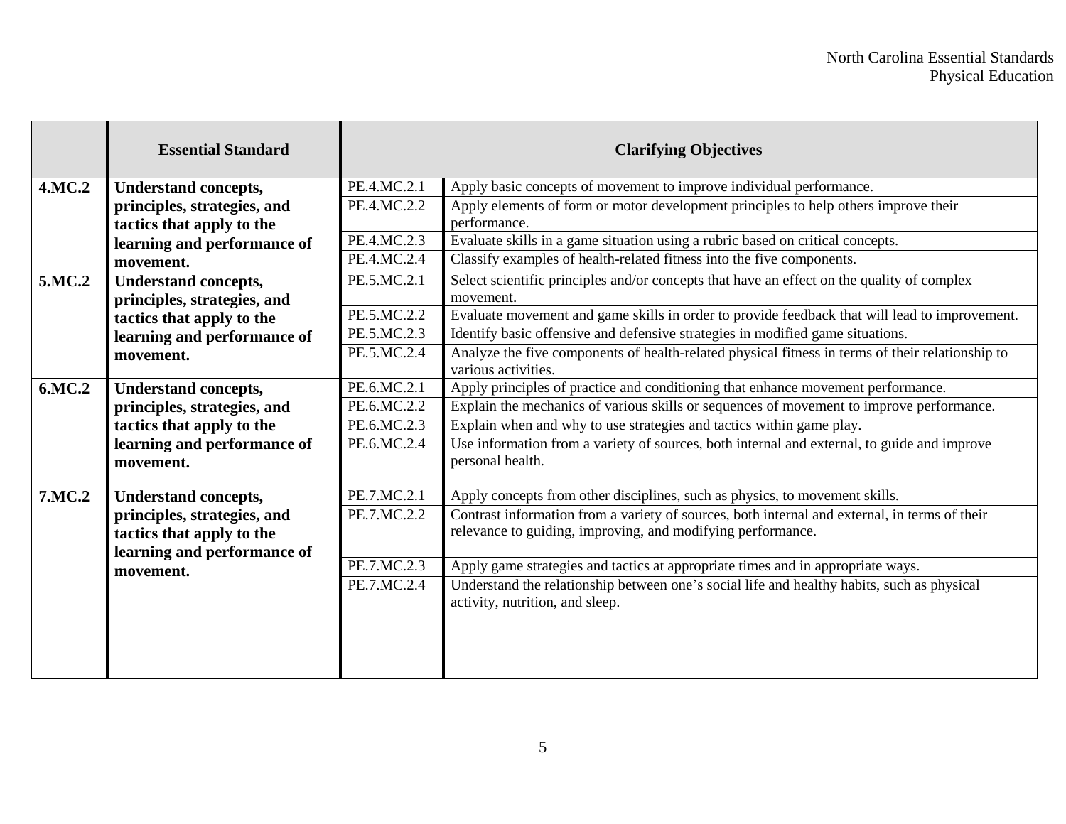| | Essential Standard | Clarifying Objectives | |
|---|---|---|---|
| **4.MC.2** | **Understand concepts, principles, strategies, and tactics that apply to the learning and performance of movement.** | PE.4.MC.2.1 | Apply basic concepts of movement to improve individual performance. |
| | | PE.4.MC.2.2 | Apply elements of form or motor development principles to help others improve their performance. |
| | | PE.4.MC.2.3 | Evaluate skills in a game situation using a rubric based on critical concepts. |
| | | PE.4.MC.2.4 | Classify examples of health-related fitness into the five components. |
| **5.MC.2** | **Understand concepts, principles, strategies, and tactics that apply to the learning and performance of movement.** | PE.5.MC.2.1 | Select scientific principles and/or concepts that have an effect on the quality of complex movement. |
| | | PE.5.MC.2.2 | Evaluate movement and game skills in order to provide feedback that will lead to improvement. |
| | | PE.5.MC.2.3 | Identify basic offensive and defensive strategies in modified game situations. |
| | | PE.5.MC.2.4 | Analyze the five components of health-related physical fitness in terms of their relationship to various activities. |
| **6.MC.2** | **Understand concepts, principles, strategies, and tactics that apply to the learning and performance of movement.** | PE.6.MC.2.1 | Apply principles of practice and conditioning that enhance movement performance. |
| | | PE.6.MC.2.2 | Explain the mechanics of various skills or sequences of movement to improve performance. |
| | | PE.6.MC.2.3 | Explain when and why to use strategies and tactics within game play. |
| | | PE.6.MC.2.4 | Use information from a variety of sources, both internal and external, to guide and improve personal health. |
| **7.MC.2** | **Understand concepts, principles, strategies, and tactics that apply to the learning and performance of movement.** | PE.7.MC.2.1 | Apply concepts from other disciplines, such as physics, to movement skills. |
| | | PE.7.MC.2.2 | Contrast information from a variety of sources, both internal and external, in terms of their relevance to guiding, improving, and modifying performance. |
| | | PE.7.MC.2.3 | Apply game strategies and tactics at appropriate times and in appropriate ways. |
| | | PE.7.MC.2.4 | Understand the relationship between one's social life and healthy habits, such as physical activity, nutrition, and sleep. |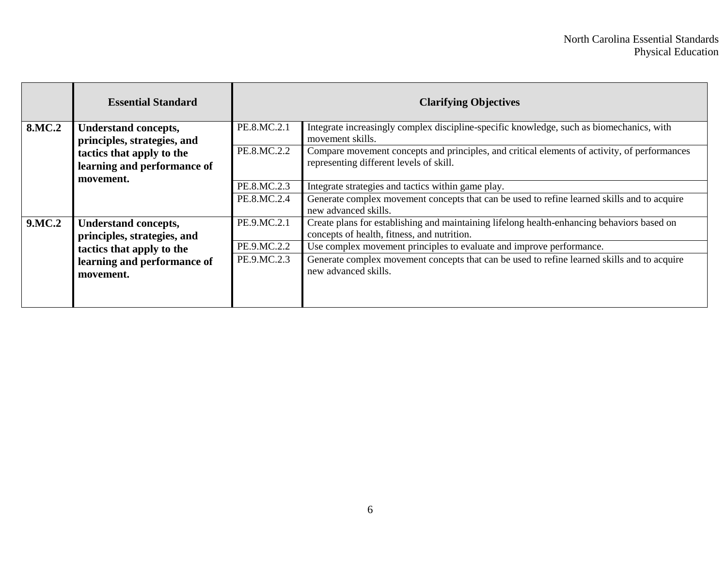| | Essential Standard | Clarifying Objectives | |
|---|---|---|---|
| **8.MC.2** | **Understand concepts, principles, strategies, and tactics that apply to the learning and performance of movement.** | PE.8.MC.2.1 | Integrate increasingly complex discipline-specific knowledge, such as biomechanics, with movement skills. |
| | | PE.8.MC.2.2 | Compare movement concepts and principles, and critical elements of activity, of performances representing different levels of skill. |
| | | PE.8.MC.2.3 | Integrate strategies and tactics within game play. |
| | | PE.8.MC.2.4 | Generate complex movement concepts that can be used to refine learned skills and to acquire new advanced skills. |
| **9.MC.2** | **Understand concepts, principles, strategies, and tactics that apply to the learning and performance of movement.** | PE.9.MC.2.1 | Create plans for establishing and maintaining lifelong health-enhancing behaviors based on concepts of health, fitness, and nutrition. |
| | | PE.9.MC.2.2 | Use complex movement principles to evaluate and improve performance. |
| | | PE.9.MC.2.3 | Generate complex movement concepts that can be used to refine learned skills and to acquire new advanced skills. |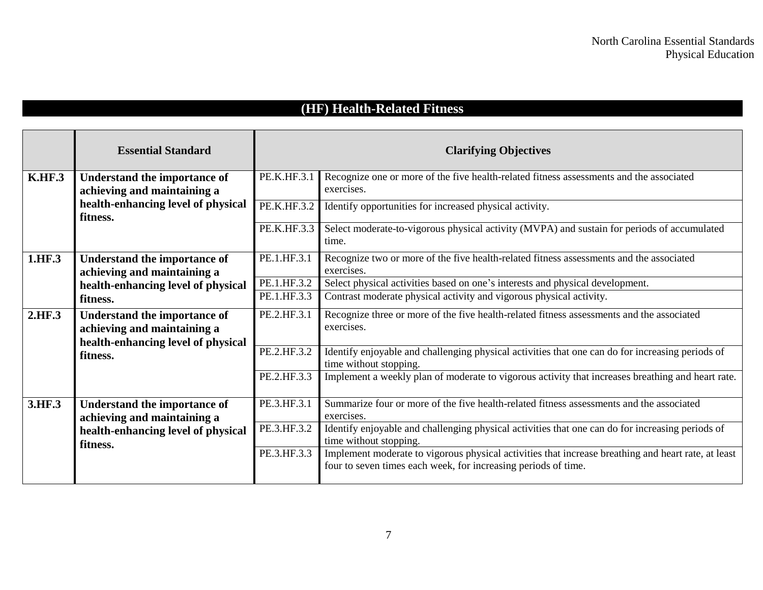## (HF) Health-Related Fitness

| | Essential Standard | Clarifying Objectives | |
|---|---|---|---|
| **K.HF.3** | **Understand the importance of achieving and maintaining a health-enhancing level of physical fitness.** | PE.K.HF.3.1 | Recognize one or more of the five health-related fitness assessments and the associated exercises. |
| | | PE.K.HF.3.2 | Identify opportunities for increased physical activity. |
| | | PE.K.HF.3.3 | Select moderate-to-vigorous physical activity (MVPA) and sustain for periods of accumulated time. |
| **1.HF.3** | **Understand the importance of achieving and maintaining a health-enhancing level of physical fitness.** | PE.1.HF.3.1 | Recognize two or more of the five health-related fitness assessments and the associated exercises. |
| | | PE.1.HF.3.2 | Select physical activities based on one's interests and physical development. |
| | | PE.1.HF.3.3 | Contrast moderate physical activity and vigorous physical activity. |
| **2.HF.3** | **Understand the importance of achieving and maintaining a health-enhancing level of physical fitness.** | PE.2.HF.3.1 | Recognize three or more of the five health-related fitness assessments and the associated exercises. |
| | | PE.2.HF.3.2 | Identify enjoyable and challenging physical activities that one can do for increasing periods of time without stopping. |
| | | PE.2.HF.3.3 | Implement a weekly plan of moderate to vigorous activity that increases breathing and heart rate. |
| **3.HF.3** | **Understand the importance of achieving and maintaining a health-enhancing level of physical fitness.** | PE.3.HF.3.1 | Summarize four or more of the five health-related fitness assessments and the associated exercises. |
| | | PE.3.HF.3.2 | Identify enjoyable and challenging physical activities that one can do for increasing periods of time without stopping. |
| | | PE.3.HF.3.3 | Implement moderate to vigorous physical activities that increase breathing and heart rate, at least four to seven times each week, for increasing periods of time. |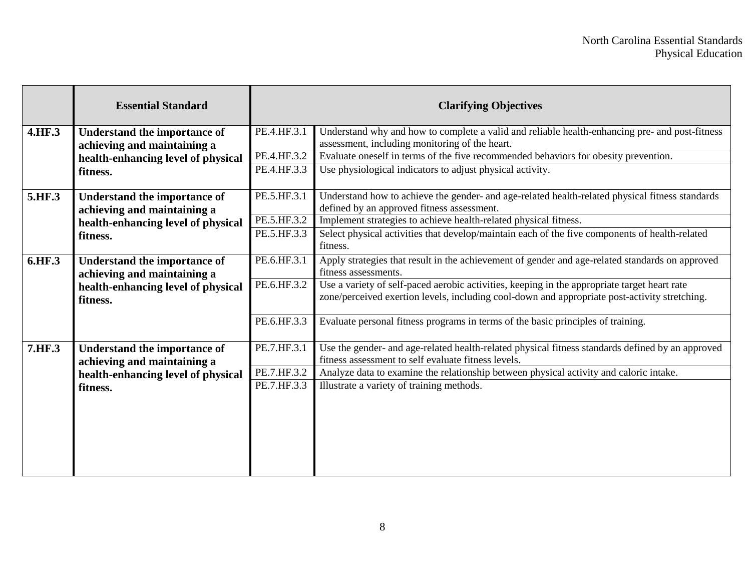| | Essential Standard | Clarifying Objectives | |
|---|---|---|---|
| **4.HF.3** | **Understand the importance of achieving and maintaining a health-enhancing level of physical fitness.** | PE.4.HF.3.1 | Understand why and how to complete a valid and reliable health-enhancing pre- and post-fitness assessment, including monitoring of the heart. |
| | | PE.4.HF.3.2 | Evaluate oneself in terms of the five recommended behaviors for obesity prevention. |
| | | PE.4.HF.3.3 | Use physiological indicators to adjust physical activity. |
| **5.HF.3** | **Understand the importance of achieving and maintaining a health-enhancing level of physical fitness.** | PE.5.HF.3.1 | Understand how to achieve the gender- and age-related health-related physical fitness standards defined by an approved fitness assessment. |
| | | PE.5.HF.3.2 | Implement strategies to achieve health-related physical fitness. |
| | | PE.5.HF.3.3 | Select physical activities that develop/maintain each of the five components of health-related fitness. |
| **6.HF.3** | **Understand the importance of achieving and maintaining a health-enhancing level of physical fitness.** | PE.6.HF.3.1 | Apply strategies that result in the achievement of gender and age-related standards on approved fitness assessments. |
| | | PE.6.HF.3.2 | Use a variety of self-paced aerobic activities, keeping in the appropriate target heart rate zone/perceived exertion levels, including cool-down and appropriate post-activity stretching. |
| | | PE.6.HF.3.3 | Evaluate personal fitness programs in terms of the basic principles of training. |
| **7.HF.3** | **Understand the importance of achieving and maintaining a health-enhancing level of physical fitness.** | PE.7.HF.3.1 | Use the gender- and age-related health-related physical fitness standards defined by an approved fitness assessment to self evaluate fitness levels. |
| | | PE.7.HF.3.2 | Analyze data to examine the relationship between physical activity and caloric intake. |
| | | PE.7.HF.3.3 | Illustrate a variety of training methods. |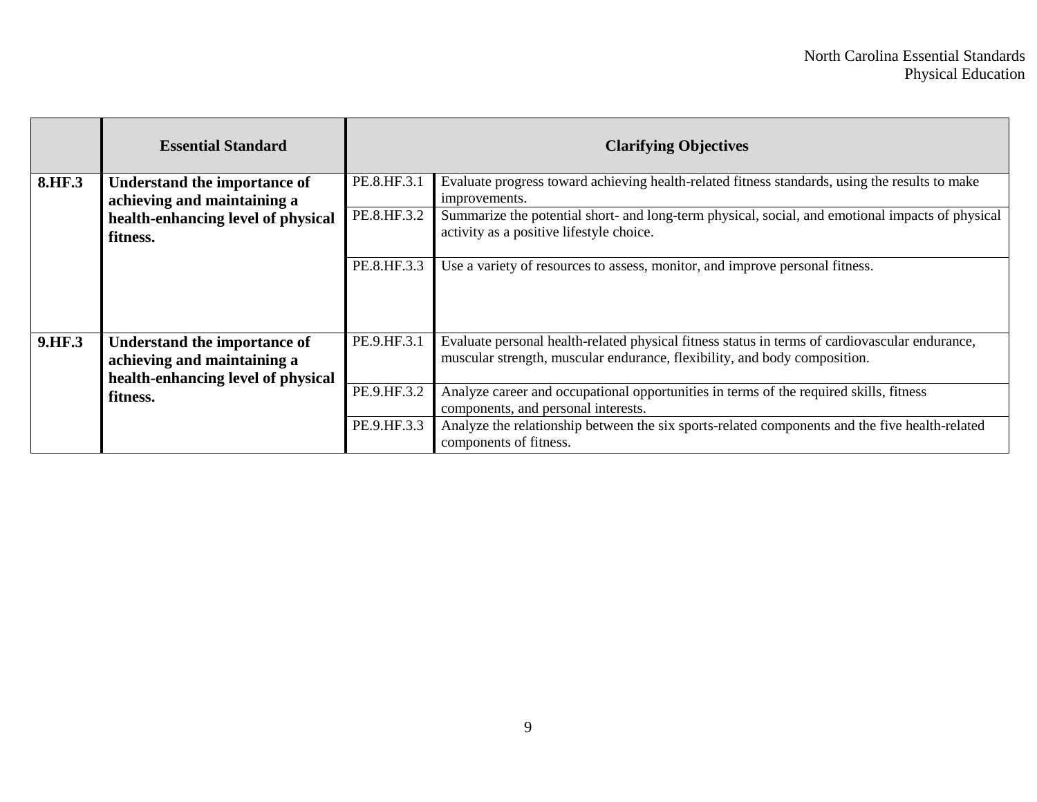| | Essential Standard | Clarifying Objectives | |
|---|---|---|---|
| **8.HF.3** | **Understand the importance of achieving and maintaining a health-enhancing level of physical fitness.** | PE.8.HF.3.1 | Evaluate progress toward achieving health-related fitness standards, using the results to make improvements. |
| | | PE.8.HF.3.2 | Summarize the potential short- and long-term physical, social, and emotional impacts of physical activity as a positive lifestyle choice. |
| | | PE.8.HF.3.3 | Use a variety of resources to assess, monitor, and improve personal fitness. |
| **9.HF.3** | **Understand the importance of achieving and maintaining a health-enhancing level of physical fitness.** | PE.9.HF.3.1 | Evaluate personal health-related physical fitness status in terms of cardiovascular endurance, muscular strength, muscular endurance, flexibility, and body composition. |
| | | PE.9.HF.3.2 | Analyze career and occupational opportunities in terms of the required skills, fitness components, and personal interests. |
| | | PE.9.HF.3.3 | Analyze the relationship between the six sports-related components and the five health-related components of fitness. |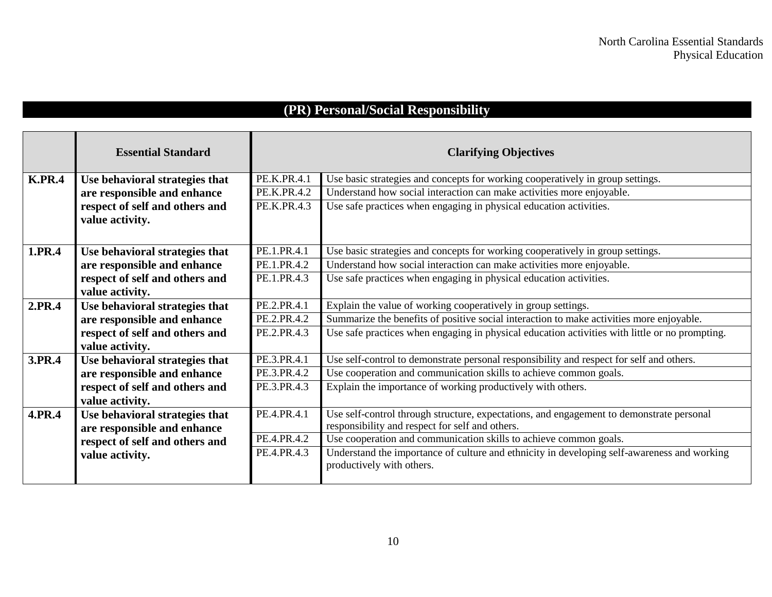## (PR) Personal/Social Responsibility

| | Essential Standard | Clarifying Objectives | |
|---|---|---|---|
| **K.PR.4** | **Use behavioral strategies that are responsible and enhance respect of self and others and value activity.** | PE.K.PR.4.1 | Use basic strategies and concepts for working cooperatively in group settings. |
| | | PE.K.PR.4.2 | Understand how social interaction can make activities more enjoyable. |
| | | PE.K.PR.4.3 | Use safe practices when engaging in physical education activities. |
| **1.PR.4** | **Use behavioral strategies that are responsible and enhance respect of self and others and value activity.** | PE.1.PR.4.1 | Use basic strategies and concepts for working cooperatively in group settings. |
| | | PE.1.PR.4.2 | Understand how social interaction can make activities more enjoyable. |
| | | PE.1.PR.4.3 | Use safe practices when engaging in physical education activities. |
| **2.PR.4** | **Use behavioral strategies that are responsible and enhance respect of self and others and value activity.** | PE.2.PR.4.1 | Explain the value of working cooperatively in group settings. |
| | | PE.2.PR.4.2 | Summarize the benefits of positive social interaction to make activities more enjoyable. |
| | | PE.2.PR.4.3 | Use safe practices when engaging in physical education activities with little or no prompting. |
| **3.PR.4** | **Use behavioral strategies that are responsible and enhance respect of self and others and value activity.** | PE.3.PR.4.1 | Use self-control to demonstrate personal responsibility and respect for self and others. |
| | | PE.3.PR.4.2 | Use cooperation and communication skills to achieve common goals. |
| | | PE.3.PR.4.3 | Explain the importance of working productively with others. |
| **4.PR.4** | **Use behavioral strategies that are responsible and enhance respect of self and others and value activity.** | PE.4.PR.4.1 | Use self-control through structure, expectations, and engagement to demonstrate personal responsibility and respect for self and others. |
| | | PE.4.PR.4.2 | Use cooperation and communication skills to achieve common goals. |
| | | PE.4.PR.4.3 | Understand the importance of culture and ethnicity in developing self-awareness and working productively with others. |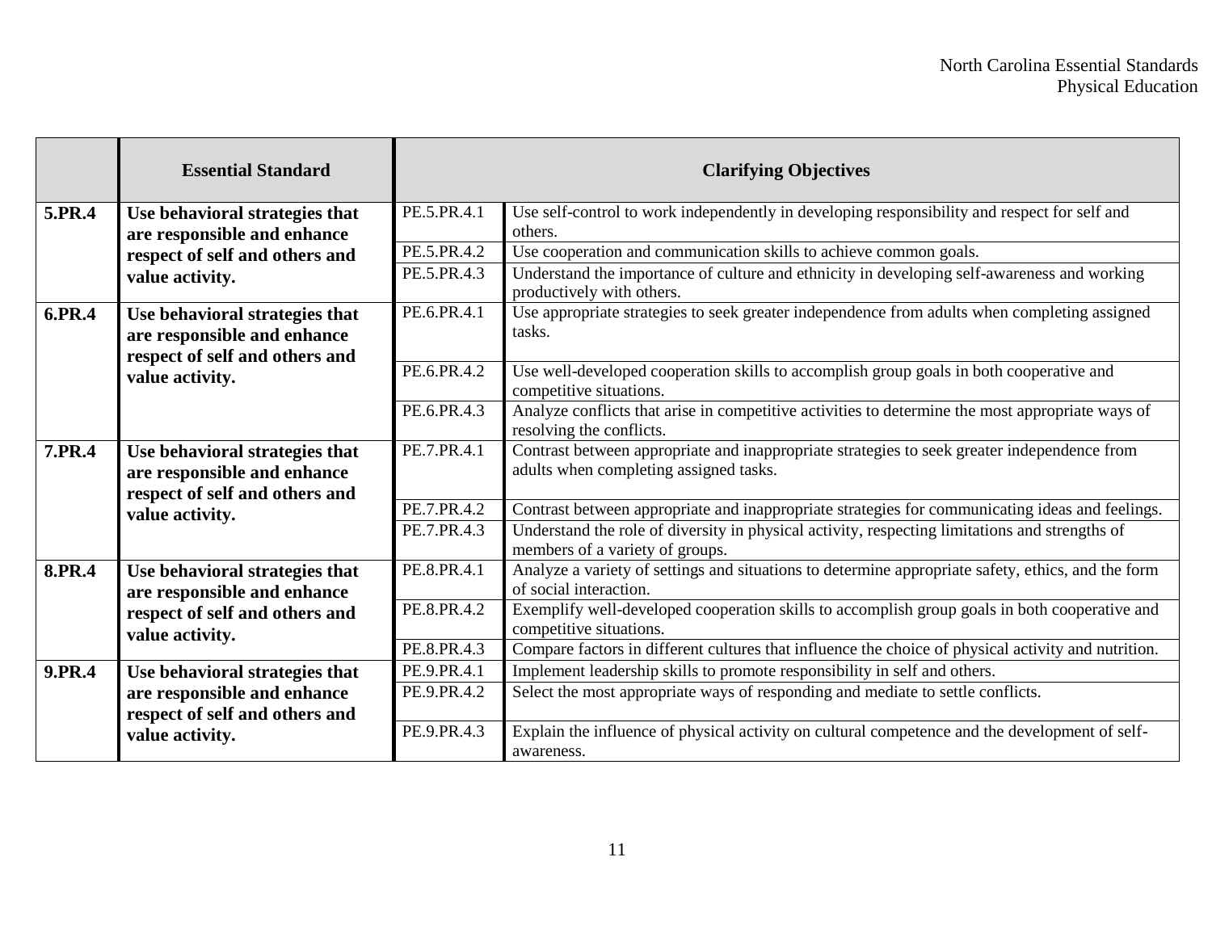| | Essential Standard | Clarifying Objectives | |
|---|---|---|---|
| **5.PR.4** | **Use behavioral strategies that are responsible and enhance respect of self and others and value activity.** | PE.5.PR.4.1 | Use self-control to work independently in developing responsibility and respect for self and others. |
| | | PE.5.PR.4.2 | Use cooperation and communication skills to achieve common goals. |
| | | PE.5.PR.4.3 | Understand the importance of culture and ethnicity in developing self-awareness and working productively with others. |
| **6.PR.4** | **Use behavioral strategies that are responsible and enhance respect of self and others and value activity.** | PE.6.PR.4.1 | Use appropriate strategies to seek greater independence from adults when completing assigned tasks. |
| | | PE.6.PR.4.2 | Use well-developed cooperation skills to accomplish group goals in both cooperative and competitive situations. |
| | | PE.6.PR.4.3 | Analyze conflicts that arise in competitive activities to determine the most appropriate ways of resolving the conflicts. |
| **7.PR.4** | **Use behavioral strategies that are responsible and enhance respect of self and others and value activity.** | PE.7.PR.4.1 | Contrast between appropriate and inappropriate strategies to seek greater independence from adults when completing assigned tasks. |
| | | PE.7.PR.4.2 | Contrast between appropriate and inappropriate strategies for communicating ideas and feelings. |
| | | PE.7.PR.4.3 | Understand the role of diversity in physical activity, respecting limitations and strengths of members of a variety of groups. |
| **8.PR.4** | **Use behavioral strategies that are responsible and enhance respect of self and others and value activity.** | PE.8.PR.4.1 | Analyze a variety of settings and situations to determine appropriate safety, ethics, and the form of social interaction. |
| | | PE.8.PR.4.2 | Exemplify well-developed cooperation skills to accomplish group goals in both cooperative and competitive situations. |
| | | PE.8.PR.4.3 | Compare factors in different cultures that influence the choice of physical activity and nutrition. |
| **9.PR.4** | **Use behavioral strategies that are responsible and enhance respect of self and others and value activity.** | PE.9.PR.4.1 | Implement leadership skills to promote responsibility in self and others. |
| | | PE.9.PR.4.2 | Select the most appropriate ways of responding and mediate to settle conflicts. |
| | | PE.9.PR.4.3 | Explain the influence of physical activity on cultural competence and the development of self-awareness. |